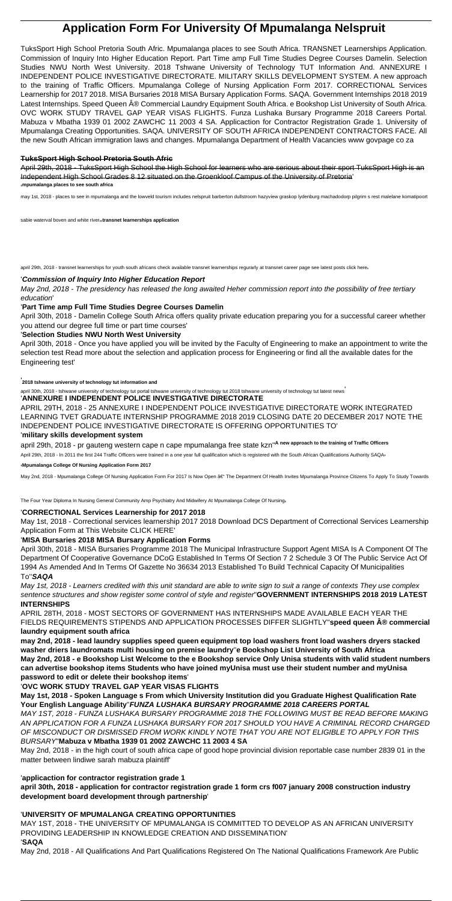# Application Form For University Of Mpumalanga Nelspruit

TuksSport High School Pretoria South Afric. Mpumalanga places to see South Africa. TRANSNET Learnerships Application. Commission of Inquiry Into Higher Education Report. Part Time amp Full Time Studies Degree Courses Damelin. Selection Studies NWU North West University. 2018 Tshwane University of Technology TUT Information And. ANNEXURE I INDEPENDENT POLICE INVESTIGATIVE DIRECTORATE. MILITARY SKILLS DEVELOPMENT SYSTEM. A new approach to the training of Traffic Officers. Mpumalanga College of Nursing Application Form 2017. CORRECTIONAL Services Learnership for 2017 2018. MISA Bursaries 2018 MISA Bursary Application Forms. SAQA. Government Internships 2018 2019 Latest Internships. Speed Queen Â® Commercial Laundry Equipment South Africa. e Bookshop List University of South Africa. OVC WORK STUDY TRAVEL GAP YEAR VISAS FLIGHTS. Funza Lushaka Bursary Programme 2018 Careers Portal. Mabuza v Mbatha 1939 01 2002 ZAWCHC 11 2003 4 SA. Applicaction for Contractor Registration Grade 1. University of Mpumalanga Creating Opportunities. SAQA. UNIVERSITY OF SOUTH AFRICA INDEPENDENT CONTRACTORS FACE. All the new South African immigration laws and changes. Mpumalanga Department of Health Vacancies www govpage co za

**TuksSport High School Pretoria South Afric**

~~April 29th, 2018 - TuksSport High School the High School for learners who are serious about their sport TuksSport High is an Independent High School Grades 8 12 situated on the Groenkloof Campus of the University of Pretoria~~'

'**mpumalanga places to see south africa**

may 1st, 2018 - places to see in mpumalanga and the lowveld tourism includes nelspruit barberton dullstroom hazyview graskop lydenburg machadodorp pilgrim s rest malelane komatipoort sabie waterval boven and white river''**transnet learnerships application**

april 29th, 2018 - transnet learnerships for youth south africans check available transnet learnerships regurarly at transnet career page see latest posts click here'

'***Commission of Inquiry Into Higher Education Report***

*May 2nd, 2018 - The presidency has released the long awaited Heher commission report into the possibility of free tertiary education*'

'**Part Time amp Full Time Studies Degree Courses Damelin**

April 30th, 2018 - Damelin College South Africa offers quality private education preparing you for a successful career whether you attend our degree full time or part time courses'

'**Selection Studies NWU North West University**

April 30th, 2018 - Once you have applied you will be invited by the Faculty of Engineering to make an appointment to write the selection test Read more about the selection and application process for Engineering or find all the available dates for the Engineering test'

'**2018 tshwane university of technology tut information and**

april 30th, 2018 - tshwane university of technology tut portal tshwane university of technology tut 2018 tshwane university of technology tut latest news'

'**ANNEXURE I INDEPENDENT POLICE INVESTIGATIVE DIRECTORATE**

APRIL 29TH, 2018 - 25 ANNEXURE I INDEPENDENT POLICE INVESTIGATIVE DIRECTORATE WORK INTEGRATED LEARNING TVET GRADUATE INTERNSHIP PROGRAMME 2018 2019 CLOSING DATE 20 DECEMBER 2017 NOTE THE INDEPENDENT POLICE INVESTIGATIVE DIRECTORATE IS OFFERING OPPORTUNITIES TO'

'**military skills development system**

april 29th, 2018 - pr gauteng western cape n cape mpumalanga free state kzn''**A new approach to the training of Traffic Officers**

April 29th, 2018 - In 2011 the first 244 Traffic Officers were trained in a one year full qualification which is registered with the South African Qualifications Authority SAQA'

'**Mpumalanga College Of Nursing Application Form 2017**

May 2nd, 2018 - Mpumalanga College Of Nursing Application Form For 2017 Is Now Open â€" The Department Of Health Invites Mpumalanga Province Citizens To Apply To Study Towards The Four Year Diploma In Nursing General Community Amp Psychiatry And Midwifery At Mpumalanga College Of Nursing'

'**CORRECTIONAL Services Learnership for 2017 2018**

May 1st, 2018 - Correctional services learnership 2017 2018 Download DCS Department of Correctional Services Learnership Application Form at This Website CLICK HERE'

'**MISA Bursaries 2018 MISA Bursary Application Forms**

April 30th, 2018 - MISA Bursaries Programme 2018 The Municipal Infrastructure Support Agent MISA Is A Component Of The Department Of Cooperative Governance DCoG Established In Terms Of Section 7 2 Schedule 3 Of The Public Service Act Of 1994 As Amended And In Terms Of Gazette No 36634 2013 Established To Build Technical Capacity Of Municipalities To''***SAQA***

*May 1st, 2018 - Learners credited with this unit standard are able to write sign to suit a range of contexts They use complex sentence structures and show register some control of style and register*''**GOVERNMENT INTERNSHIPS 2018 2019 LATEST INTERNSHIPS**

APRIL 28TH, 2018 - MOST SECTORS OF GOVERNMENT HAS INTERNSHIPS MADE AVAILABLE EACH YEAR THE FIELDS REQUIREMENTS STIPENDS AND APPLICATION PROCESSES DIFFER SLIGHTLY''**speed queen Â® commercial laundry equipment south africa**

**may 2nd, 2018 - lead laundry supplies speed queen equipment top load washers front load washers dryers stacked washer driers laundromats multi housing on premise laundry**''**e Bookshop List University of South Africa**

**May 2nd, 2018 - e Bookshop List Welcome to the e Bookshop service Only Unisa students with valid student numbers can advertise bookshop items Students who have joined myUnisa must use their student number and myUnisa password to edit or delete their bookshop items**'

'**OVC WORK STUDY TRAVEL GAP YEAR VISAS FLIGHTS**

**May 1st, 2018 - Spoken Language s From which University Institution did you Graduate Highest Qualification Rate Your English Language Ability**''***FUNZA LUSHAKA BURSARY PROGRAMME 2018 CAREERS PORTAL***

*MAY 1ST, 2018 - FUNZA LUSHAKA BURSARY PROGRAMME 2018 THE FOLLOWING MUST BE READ BEFORE MAKING AN APPLICATION FOR A FUNZA LUSHAKA BURSARY FOR 2017 SHOULD YOU HAVE A CRIMINAL RECORD CHARGED OF MISCONDUCT OR DISMISSED FROM WORK KINDLY NOTE THAT YOU ARE NOT ELIGIBLE TO APPLY FOR THIS BURSARY*''**Mabuza v Mbatha 1939 01 2002 ZAWCHC 11 2003 4 SA**

May 2nd, 2018 - in the high court of south africa cape of good hope provincial division reportable case number 2839 01 in the matter between lindiwe sarah mabuza plaintiff'

'**applicaction for contractor registration grade 1**

**april 30th, 2018 - application for contractor registration grade 1 form crs f007 january 2008 construction industry development board development through partnership**'

'**UNIVERSITY OF MPUMALANGA CREATING OPPORTUNITIES**

MAY 1ST, 2018 - THE UNIVERSITY OF MPUMALANGA IS COMMITTED TO DEVELOP AS AN AFRICAN UNIVERSITY PROVIDING LEADERSHIP IN KNOWLEDGE CREATION AND DISSEMINATION'

'**SAQA**

May 2nd, 2018 - All Qualifications And Part Qualifications Registered On The National Qualifications Framework Are Public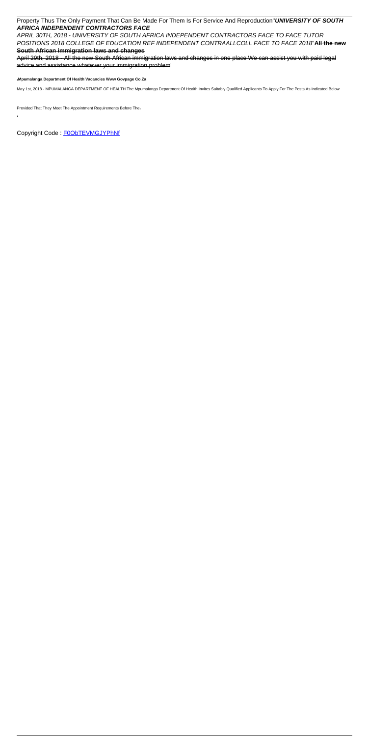Property Thus The Only Payment That Can Be Made For Them Is For Service And Reproduction''**UNIVERSITY OF SOUTH AFRICA INDEPENDENT CONTRACTORS FACE**

APRIL 30TH, 2018 - UNIVERSITY OF SOUTH AFRICA INDEPENDENT CONTRACTORS FACE TO FACE TUTOR POSITIONS 2018 COLLEGE OF EDUCATION REF INDEPENDENT CONTRAALLCOLL FACE TO FACE 2018''**All the new South African immigration laws and changes**

April 29th, 2018 - All the new South African immigration laws and changes in one place We can assist you with paid legal advice and assistance whatever your immigration problem'

'**Mpumalanga Department Of Health Vacancies Www Govpage Co Za**

May 1st, 2018 - MPUMALANGA DEPARTMENT OF HEALTH The Mpumalanga Department Of Health Invites Suitably Qualified Applicants To Apply For The Posts As Indicated Below Provided That They Meet The Appointment Requirements Before The'

'

Copyright Code : F0ObTEVMGJYPhNf